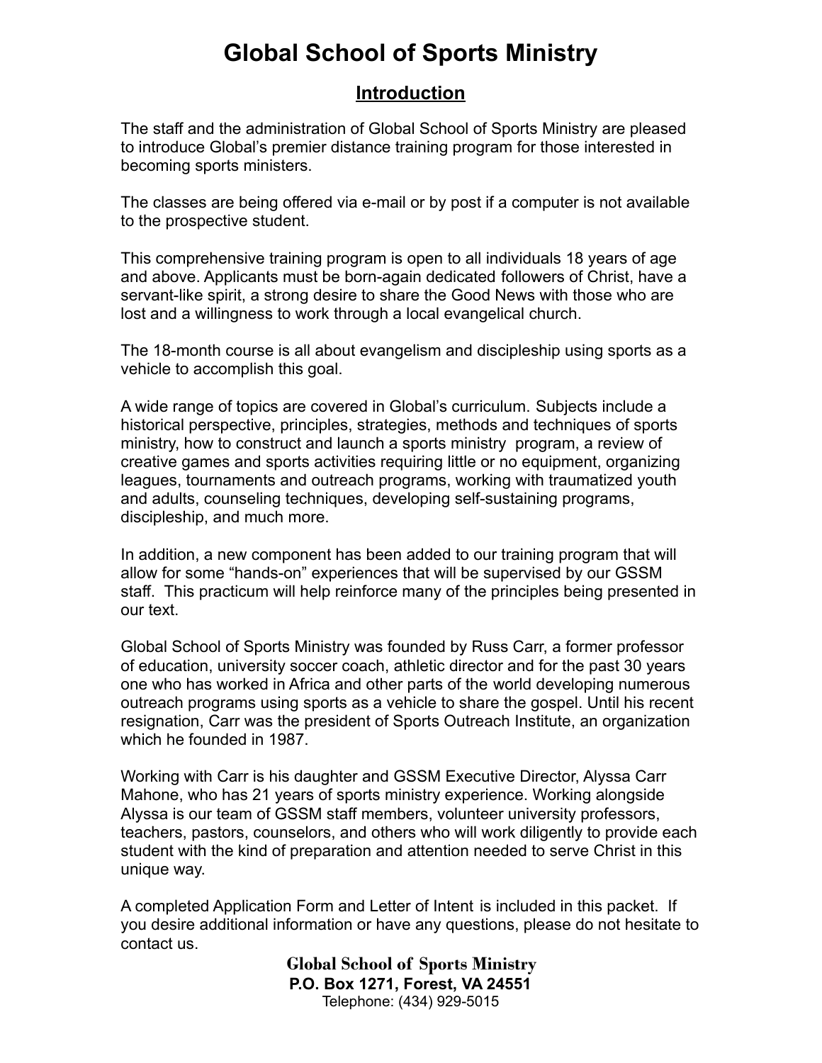# Global School of Sports Ministry

## Introduction

The staff and the administration of Global School of Sports Ministry are pleased to introduce Global's premier distance training program for those interested in becoming sports ministers.

The classes are being offered via e-mail or by post if a computer is not available to the prospective student.

This comprehensive training program is open to all individuals 18 years of age and above. Applicants must be born-again dedicated followers of Christ, have a servant-like spirit, a strong desire to share the Good News with those who are lost and a willingness to work through a local evangelical church.

The 18-month course is all about evangelism and discipleship using sports as a vehicle to accomplish this goal.

A wide range of topics are covered in Global's curriculum. Subjects include a historical perspective, principles, strategies, methods and techniques of sports ministry, how to construct and launch a sports ministry program, a review of creative games and sports activities requiring little or no equipment, organizing leagues, tournaments and outreach programs, working with traumatized youth and adults, counseling techniques, developing self-sustaining programs, discipleship, and much more.

In addition, a new component has been added to our training program that will allow for some "hands-on" experiences that will be supervised by our GSSM staff. This practicum will help reinforce many of the principles being presented in our text.

Global School of Sports Ministry was founded by Russ Carr, a former professor of education, university soccer coach, athletic director and for the past 30 years one who has worked in Africa and other parts of the world developing numerous outreach programs using sports as a vehicle to share the gospel. Until his recent resignation, Carr was the president of Sports Outreach Institute, an organization which he founded in 1987.

Working with Carr is his daughter and GSSM Executive Director, Alyssa Carr Mahone, who has 21 years of sports ministry experience. Working alongside Alyssa is our team of GSSM staff members, volunteer university professors, teachers, pastors, counselors, and others who will work diligently to provide each student with the kind of preparation and attention needed to serve Christ in this unique way.

A completed Application Form and Letter of Intent is included in this packet. If you desire additional information or have any questions, please do not hesitate to contact us.

**Global School of Sports Ministry**
**P.O. Box 1271, Forest, VA 24551**
Telephone: (434) 929-5015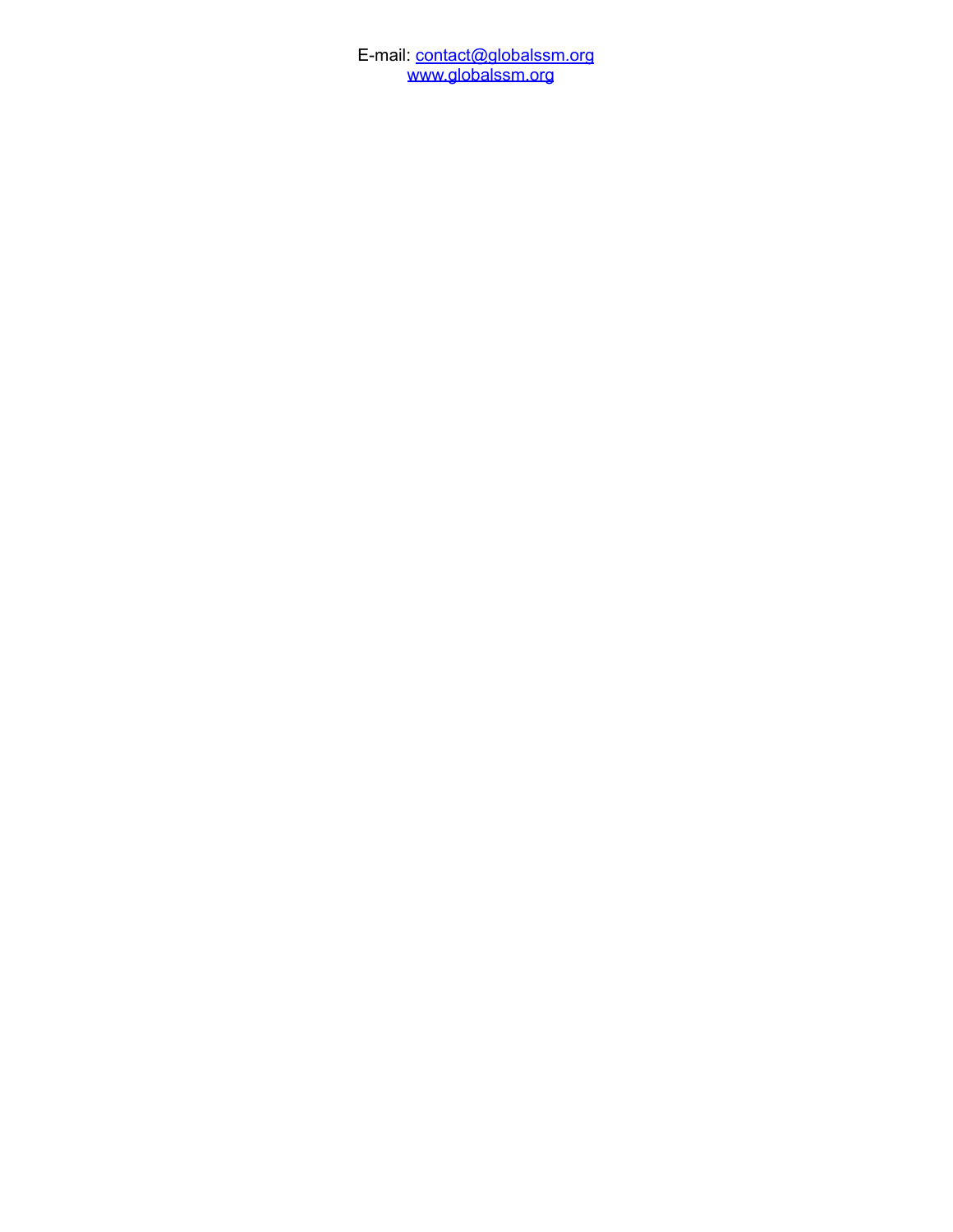E-mail: [contact@globalssm.org](mailto:contact@globalssm.org)
[www.globalssm.org](http://www.globalssm.org)